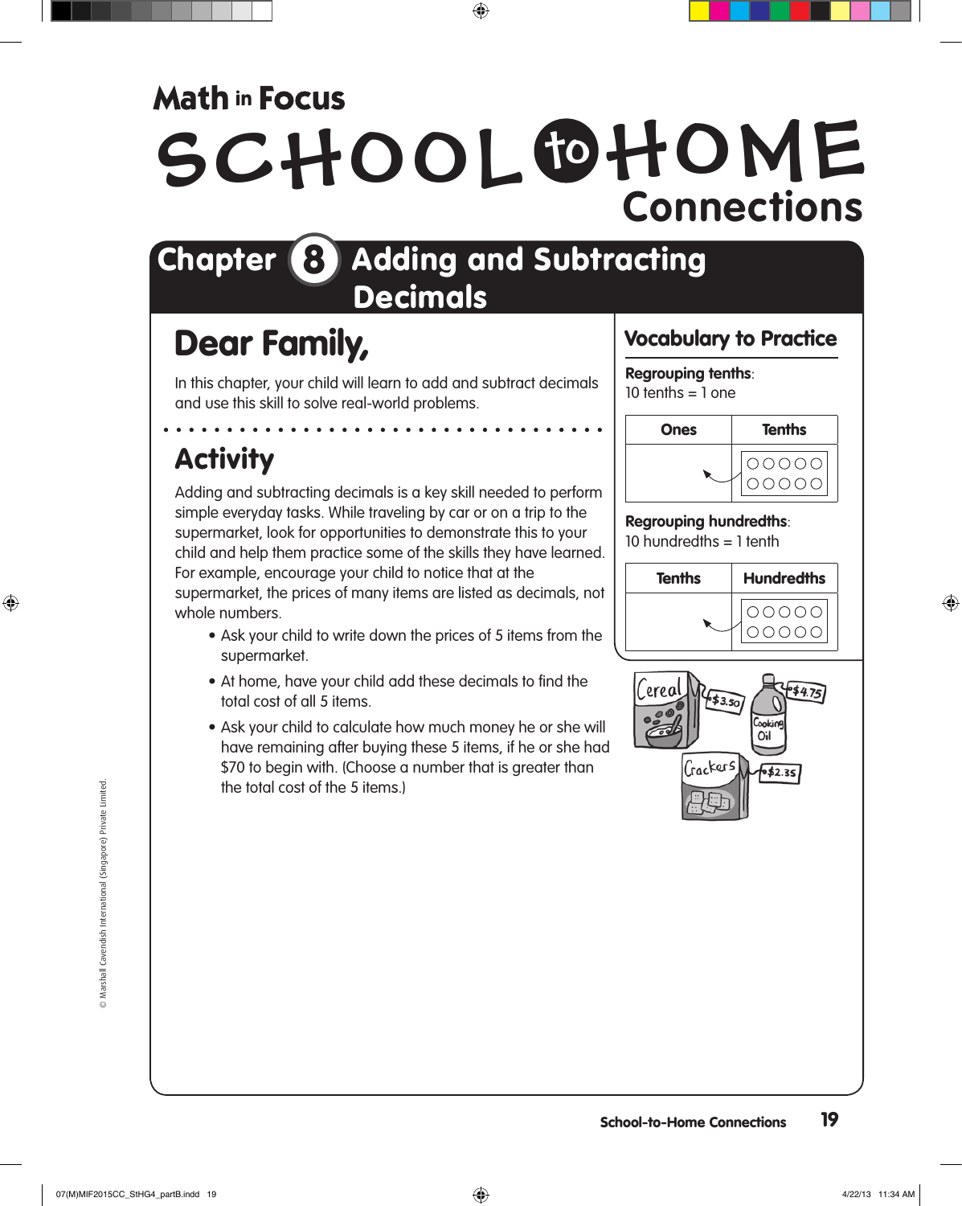Math in Focus

# SCHOOL to HOME Connections

## Chapter 8 Adding and Subtracting Decimals

## Dear Family,

In this chapter, your child will learn to add and subtract decimals and use this skill to solve real-world problems.

## Activity

Adding and subtracting decimals is a key skill needed to perform simple everyday tasks. While traveling by car or on a trip to the supermarket, look for opportunities to demonstrate this to your child and help them practice some of the skills they have learned. For example, encourage your child to notice that at the supermarket, the prices of many items are listed as decimals, not whole numbers.

- Ask your child to write down the prices of 5 items from the supermarket.
- At home, have your child add these decimals to find the total cost of all 5 items.
- Ask your child to calculate how much money he or she will have remaining after buying these 5 items, if he or she had $70 to begin with. (Choose a number that is greater than the total cost of the 5 items.)

### Vocabulary to Practice

**Regrouping tenths**:
10 tenths = 1 one

| Ones | Tenths |
|---|---|
| ← | ○○○○○ ○○○○○ |

**Regrouping hundredths**:
10 hundredths = 1 tenth

| Tenths | Hundredths |
|---|---|
| ← | ○○○○○ ○○○○○ |

Cereal $3.50
Cooking Oil $4.75
Crackers $2.35

© Marshall Cavendish International (Singapore) Private Limited.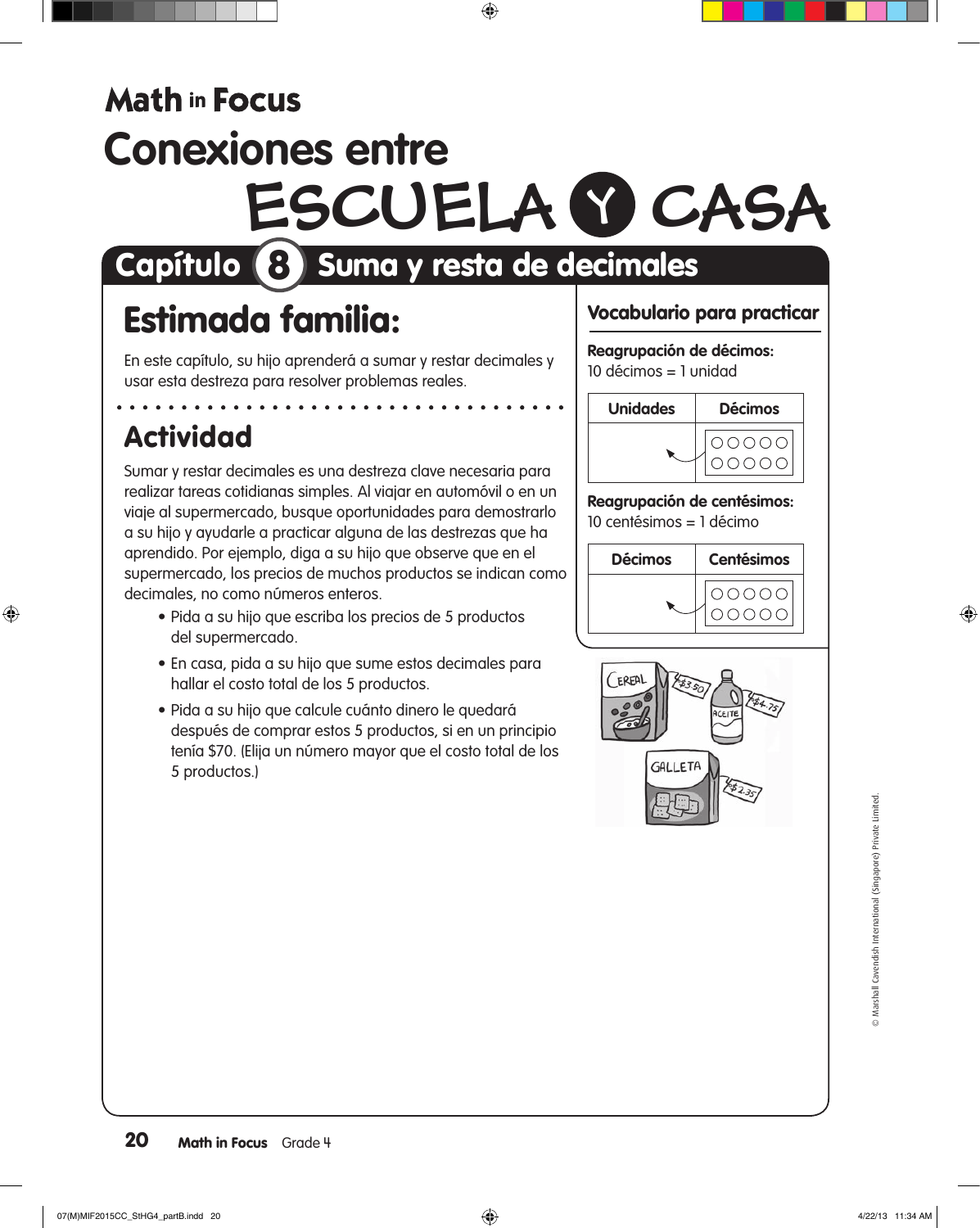Math in Focus

# Conexiones entre ESCUELA Y CASA

## Capítulo 8 Suma y resta de decimales

## Estimada familia:

En este capítulo, su hijo aprenderá a sumar y restar decimales y usar esta destreza para resolver problemas reales.

## Actividad

Sumar y restar decimales es una destreza clave necesaria para realizar tareas cotidianas simples. Al viajar en automóvil o en un viaje al supermercado, busque oportunidades para demostrarlo a su hijo y ayudarle a practicar alguna de las destrezas que ha aprendido. Por ejemplo, diga a su hijo que observe que en el supermercado, los precios de muchos productos se indican como decimales, no como números enteros.

- Pida a su hijo que escriba los precios de 5 productos del supermercado.
- En casa, pida a su hijo que sume estos decimales para hallar el costo total de los 5 productos.
- Pida a su hijo que calcule cuánto dinero le quedará después de comprar estos 5 productos, si en un principio tenía $70. (Elija un número mayor que el costo total de los 5 productos.)

### Vocabulario para practicar

**Reagrupación de décimos:**
10 décimos = 1 unidad

| Unidades | Décimos |
|---|---|
| ← | ○○○○○ ○○○○○ |

**Reagrupación de centésimos:**
10 centésimos = 1 décimo

| Décimos | Centésimos |
|---|---|
| ← | ○○○○○ ○○○○○ |

CEREAL $3.50

ACEITE $4.75

GALLETA $2.35

© Marshall Cavendish International (Singapore) Private Limited.